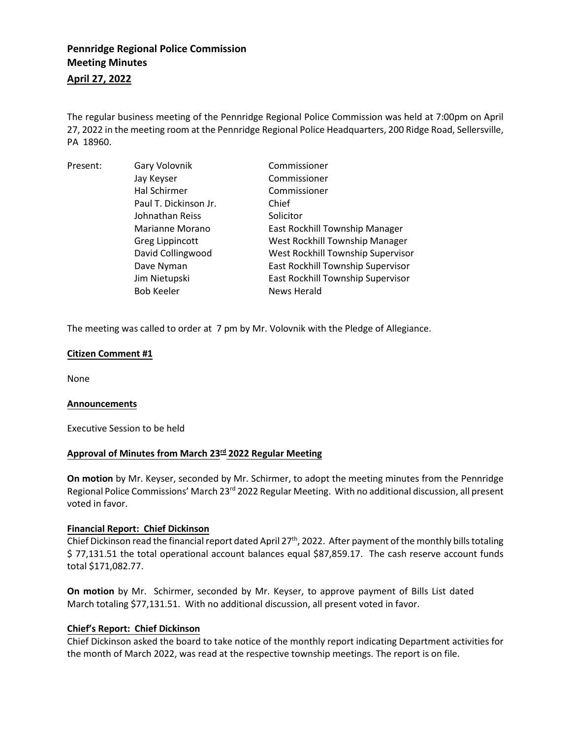**Pennridge Regional Police Commission**
**Meeting Minutes**
**April 27, 2022**

The regular business meeting of the Pennridge Regional Police Commission was held at 7:00pm on April 27, 2022 in the meeting room at the Pennridge Regional Police Headquarters, 200 Ridge Road, Sellersville, PA 18960.

| Present: | Gary Volovnik | Commissioner |
|---|---|---|
| | Jay Keyser | Commissioner |
| | Hal Schirmer | Commissioner |
| | Paul T. Dickinson Jr. | Chief |
| | Johnathan Reiss | Solicitor |
| | Marianne Morano | East Rockhill Township Manager |
| | Greg Lippincott | West Rockhill Township Manager |
| | David Collingwood | West Rockhill Township Supervisor |
| | Dave Nyman | East Rockhill Township Supervisor |
| | Jim Nietupski | East Rockhill Township Supervisor |
| | Bob Keeler | News Herald |

The meeting was called to order at 7 pm by Mr. Volovnik with the Pledge of Allegiance.

**Citizen Comment #1**

None

**Announcements**

Executive Session to be held

**Approval of Minutes from March 23rd 2022 Regular Meeting**

**On motion** by Mr. Keyser, seconded by Mr. Schirmer, to adopt the meeting minutes from the Pennridge Regional Police Commissions' March 23rd 2022 Regular Meeting. With no additional discussion, all present voted in favor.

**Financial Report: Chief Dickinson**

Chief Dickinson read the financial report dated April 27th, 2022. After payment of the monthly bills totaling $ 77,131.51 the total operational account balances equal $87,859.17. The cash reserve account funds total $171,082.77.

**On motion** by Mr. Schirmer, seconded by Mr. Keyser, to approve payment of Bills List dated March totaling $77,131.51. With no additional discussion, all present voted in favor.

**Chief's Report: Chief Dickinson**

Chief Dickinson asked the board to take notice of the monthly report indicating Department activities for the month of March 2022, was read at the respective township meetings. The report is on file.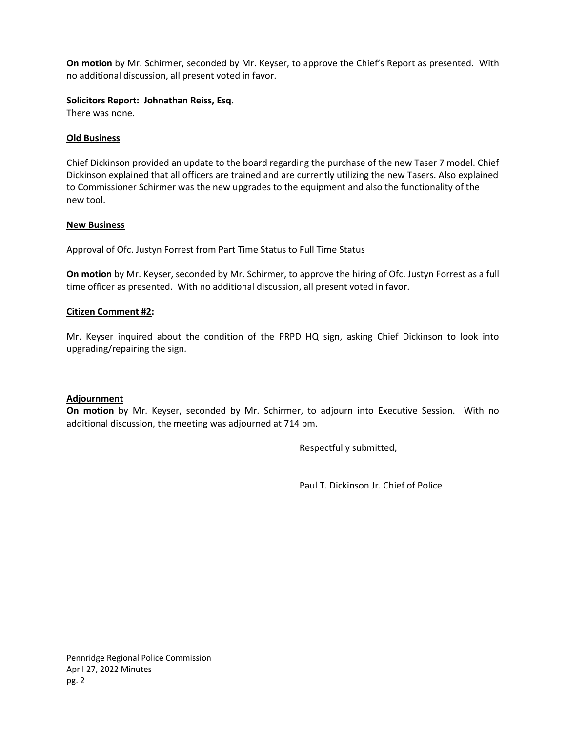**On motion** by Mr. Schirmer, seconded by Mr. Keyser, to approve the Chief's Report as presented. With no additional discussion, all present voted in favor.

**Solicitors Report: Johnathan Reiss, Esq.**

There was none.

**Old Business**

Chief Dickinson provided an update to the board regarding the purchase of the new Taser 7 model. Chief Dickinson explained that all officers are trained and are currently utilizing the new Tasers. Also explained to Commissioner Schirmer was the new upgrades to the equipment and also the functionality of the new tool.

**New Business**

Approval of Ofc. Justyn Forrest from Part Time Status to Full Time Status

**On motion** by Mr. Keyser, seconded by Mr. Schirmer, to approve the hiring of Ofc. Justyn Forrest as a full time officer as presented. With no additional discussion, all present voted in favor.

**Citizen Comment #2:**

Mr. Keyser inquired about the condition of the PRPD HQ sign, asking Chief Dickinson to look into upgrading/repairing the sign.

**Adjournment**

**On motion** by Mr. Keyser, seconded by Mr. Schirmer, to adjourn into Executive Session. With no additional discussion, the meeting was adjourned at 714 pm.

Respectfully submitted,

Paul T. Dickinson Jr. Chief of Police

Pennridge Regional Police Commission
April 27, 2022 Minutes